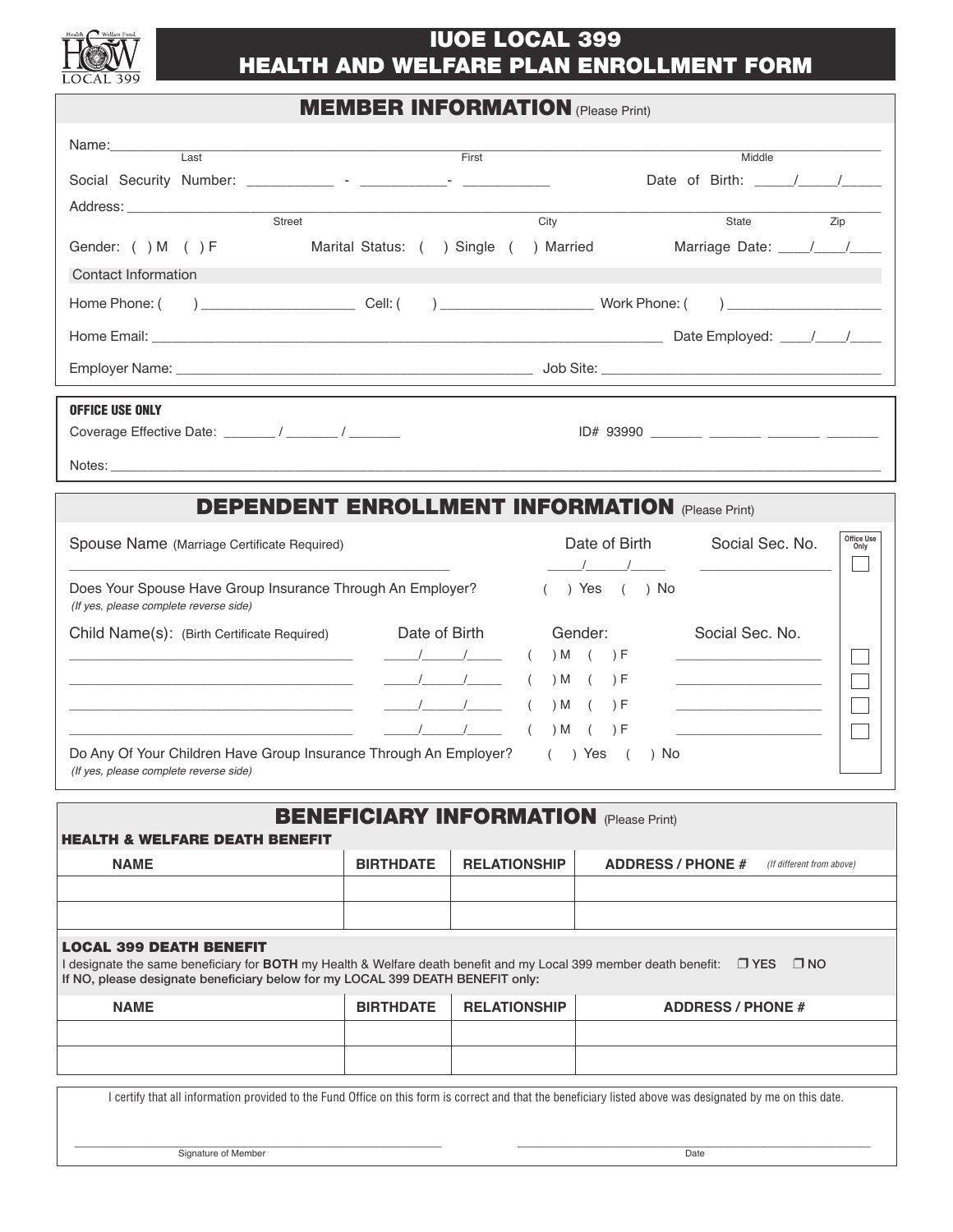# IUOE LOCAL 399
# HEALTH AND WELFARE PLAN ENROLLMENT FORM

## MEMBER INFORMATION (Please Print)

Name: ______________________________________________________________
Last First Middle

Social Security Number: ___________ - ___________- ___________ Date of Birth: _____/_____/_____

Address: ______________________________________________________________
Street City State Zip

Gender: ( ) M ( ) F Marital Status: ( ) Single ( ) Married Marriage Date: ____/____/____

Contact Information

Home Phone: ( ) ____________________ Cell: ( ) ____________________ Work Phone: ( ) ____________________

Home Email: ________________________________________________ Date Employed: ____/____/____

Employer Name: ______________________________________ Job Site: ______________________________

**OFFICE USE ONLY**

Coverage Effective Date: _______ / _______ / _______ ID# 93990 _______ _______ _______ _______

Notes: ______________________________________________________________

## DEPENDENT ENROLLMENT INFORMATION (Please Print)

Spouse Name (Marriage Certificate Required) Date of Birth Social Sec. No. Office Use Only

______________________________________ _____/_____/_____ _________________ ☐

Does Your Spouse Have Group Insurance Through An Employer? ( ) Yes ( ) No
*(If yes, please complete reverse side)*

| Child Name(s): (Birth Certificate Required) | Date of Birth | Gender: | Social Sec. No. | Office Use Only |
|---|---|---|---|---|
| ______________________ | _____/_____/_____ | ( ) M ( ) F | ________________ | ☐ |
| ______________________ | _____/_____/_____ | ( ) M ( ) F | ________________ | ☐ |
| ______________________ | _____/_____/_____ | ( ) M ( ) F | ________________ | ☐ |
| ______________________ | _____/_____/_____ | ( ) M ( ) F | ________________ | ☐ |

Do Any Of Your Children Have Group Insurance Through An Employer? ( ) Yes ( ) No
*(If yes, please complete reverse side)*

## BENEFICIARY INFORMATION (Please Print)

**HEALTH & WELFARE DEATH BENEFIT**

| NAME | BIRTHDATE | RELATIONSHIP | ADDRESS / PHONE # *(If different from above)* |
|---|---|---|---|
| | | | |
| | | | |

**LOCAL 399 DEATH BENEFIT**

I designate the same beneficiary for **BOTH** my Health & Welfare death benefit and my Local 399 member death benefit: ❒ YES ❒ NO
**If NO, please designate beneficiary below for my LOCAL 399 DEATH BENEFIT only:**

| NAME | BIRTHDATE | RELATIONSHIP | ADDRESS / PHONE # |
|---|---|---|---|
| | | | |
| | | | |

I certify that all information provided to the Fund Office on this form is correct and that the beneficiary listed above was designated by me on this date.

______________________________ ______________________________
Signature of Member Date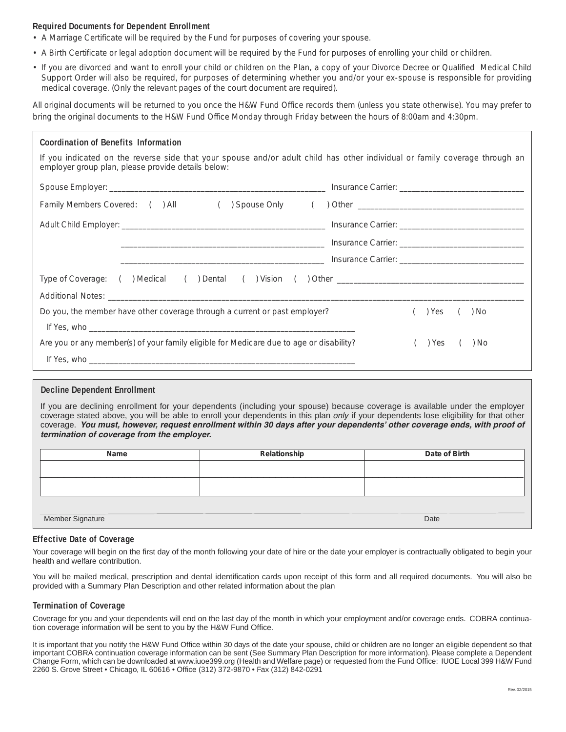### Required Documents for Dependent Enrollment

- A Marriage Certificate will be required by the Fund for purposes of covering your spouse.
- A Birth Certificate or legal adoption document will be required by the Fund for purposes of enrolling your child or children.
- If you are divorced and want to enroll your child or children on the Plan, a copy of your Divorce Decree or Qualified Medical Child Support Order will also be required, for purposes of determining whether you and/or your ex-spouse is responsible for providing medical coverage. (Only the relevant pages of the court document are required).

All original documents will be returned to you once the H&W Fund Office records them (unless you state otherwise). You may prefer to bring the original documents to the H&W Fund Office Monday through Friday between the hours of 8:00am and 4:30pm.

### Coordination of Benefits Information

If you indicated on the reverse side that your spouse and/or adult child has other individual or family coverage through an employer group plan, please provide details below:

Spouse Employer: ______________________________________________ Insurance Carrier: ____________________________

Family Members Covered: ( ) All ( ) Spouse Only ( ) Other ______________________________________

Adult Child Employer: ____________________________________________ Insurance Carrier: ____________________________

____________________________________________ Insurance Carrier: ____________________________

____________________________________________ Insurance Carrier: ____________________________

Type of Coverage: ( ) Medical ( ) Dental ( ) Vision ( ) Other ____________________________________________

Additional Notes: ______________________________________________________________________________________________

Do you, the member have other coverage through a current or past employer? ( ) Yes ( ) No

If Yes, who ______________________________________________________________

Are you or any member(s) of your family eligible for Medicare due to age or disability? ( ) Yes ( ) No

If Yes, who ______________________________________________________________

### Decline Dependent Enrollment

If you are declining enrollment for your dependents (including your spouse) because coverage is available under the employer coverage stated above, you will be able to enroll your dependents in this plan *only* if your dependents lose eligibility for that other coverage. ***You must, however, request enrollment within 30 days after your dependents' other coverage ends, with proof of termination of coverage from the employer.***

| Name | Relationship | Date of Birth |
|---|---|---|
| | | |
| | | |

Member Signature _______________________________________________ Date _______________

### Effective Date of Coverage

Your coverage will begin on the first day of the month following your date of hire or the date your employer is contractually obligated to begin your health and welfare contribution.

You will be mailed medical, prescription and dental identification cards upon receipt of this form and all required documents. You will also be provided with a Summary Plan Description and other related information about the plan

### Termination of Coverage

Coverage for you and your dependents will end on the last day of the month in which your employment and/or coverage ends. COBRA continuation coverage information will be sent to you by the H&W Fund Office.

It is important that you notify the H&W Fund Office within 30 days of the date your spouse, child or children are no longer an eligible dependent so that important COBRA continuation coverage information can be sent (See Summary Plan Description for more information). Please complete a Dependent Change Form, which can be downloaded at www.iuoe399.org (Health and Welfare page) or requested from the Fund Office: IUOE Local 399 H&W Fund 2260 S. Grove Street • Chicago, IL 60616 • Office (312) 372-9870 • Fax (312) 842-0291

Rev. 02/2015